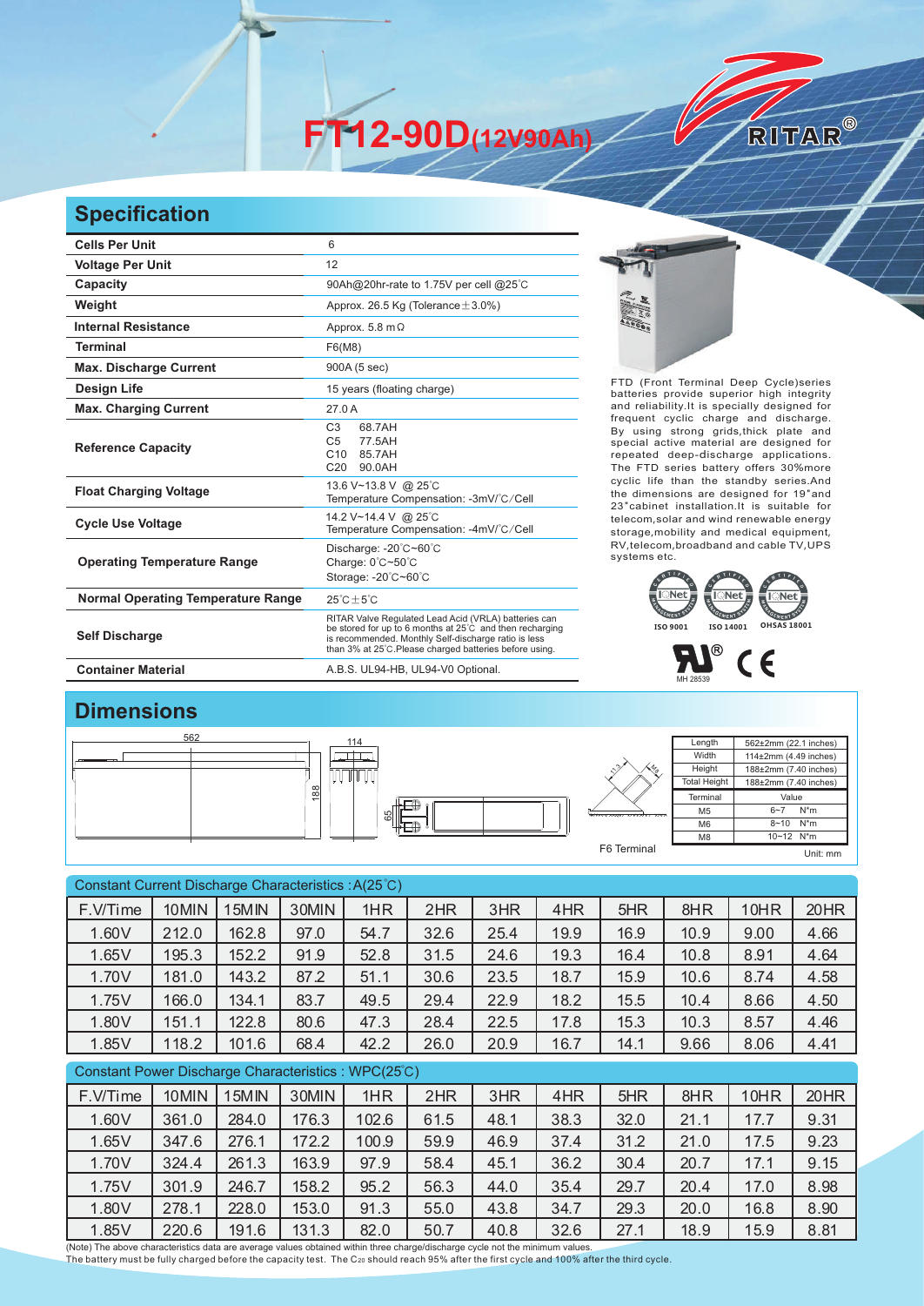# FT12-90D(12V90Ah)

RITAR®

## Specification

| | |
|---|---|
| **Cells Per Unit** | 6 |
| **Voltage Per Unit** | 12 |
| **Capacity** | 90Ah@20hr-rate to 1.75V per cell @25°C |
| **Weight** | Approx. 26.5 Kg (Tolerance±3.0%) |
| **Internal Resistance** | Approx. 5.8 mΩ |
| **Terminal** | F6(M8) |
| **Max. Discharge Current** | 900A (5 sec) |
| **Design Life** | 15 years (floating charge) |
| **Max. Charging Current** | 27.0 A |
| **Reference Capacity** | C3 68.7AH<br>C5 77.5AH<br>C10 85.7AH<br>C20 90.0AH |
| **Float Charging Voltage** | 13.6 V~13.8 V @ 25°C<br>Temperature Compensation: -3mV/°C/Cell |
| **Cycle Use Voltage** | 14.2 V~14.4 V @ 25°C<br>Temperature Compensation: -4mV/°C/Cell |
| **Operating Temperature Range** | Discharge: -20°C~60°C<br>Charge: 0°C~50°C<br>Storage: -20°C~60°C |
| **Normal Operating Temperature Range** | 25°C±5°C |
| **Self Discharge** | RITAR Valve Regulated Lead Acid (VRLA) batteries can be stored for up to 6 months at 25°C and then recharging is recommended. Monthly Self-discharge ratio is less than 3% at 25°C.Please charged batteries before using. |
| **Container Material** | A.B.S. UL94-HB, UL94-V0 Optional. |

FTD (Front Terminal Deep Cycle)series batteries provide superior high integrity and reliability.It is specially designed for frequent cyclic charge and discharge. By using strong grids,thick plate and special active material are designed for repeated deep-discharge applications. The FTD series battery offers 30%more cyclic life than the standby series.And the dimensions are designed for 19"and 23"cabinet installation.It is suitable for telecom,solar and wind renewable energy storage,mobility and medical equipment, RV,telecom,broadband and cable TV,UPS systems etc.

ISO 9001 ISO 14001 OHSAS 18001

MH 28539

## Dimensions

562 114 188 65

F6 Terminal

| Length | 562±2mm (22.1 inches) |
|---|---|
| Width | 114±2mm (4.49 inches) |
| Height | 188±2mm (7.40 inches) |
| Total Height | 188±2mm (7.40 inches) |

| Terminal | Value |
|---|---|
| M5 | 6~7 N*m |
| M6 | 8~10 N*m |
| M8 | 10~12 N*m |

Unit: mm

Constant Current Discharge Characteristics : A(25°C)

| F.V/Time | 10MIN | 15MIN | 30MIN | 1HR | 2HR | 3HR | 4HR | 5HR | 8HR | 10HR | 20HR |
|---|---|---|---|---|---|---|---|---|---|---|---|
| 1.60V | 212.0 | 162.8 | 97.0 | 54.7 | 32.6 | 25.4 | 19.9 | 16.9 | 10.9 | 9.00 | 4.66 |
| 1.65V | 195.3 | 152.2 | 91.9 | 52.8 | 31.5 | 24.6 | 19.3 | 16.4 | 10.8 | 8.91 | 4.64 |
| 1.70V | 181.0 | 143.2 | 87.2 | 51.1 | 30.6 | 23.5 | 18.7 | 15.9 | 10.6 | 8.74 | 4.58 |
| 1.75V | 166.0 | 134.1 | 83.7 | 49.5 | 29.4 | 22.9 | 18.2 | 15.5 | 10.4 | 8.66 | 4.50 |
| 1.80V | 151.1 | 122.8 | 80.6 | 47.3 | 28.4 | 22.5 | 17.8 | 15.3 | 10.3 | 8.57 | 4.46 |
| 1.85V | 118.2 | 101.6 | 68.4 | 42.2 | 26.0 | 20.9 | 16.7 | 14.1 | 9.66 | 8.06 | 4.41 |

Constant Power Discharge Characteristics : WPC(25°C)

| F.V/Time | 10MIN | 15MIN | 30MIN | 1HR | 2HR | 3HR | 4HR | 5HR | 8HR | 10HR | 20HR |
|---|---|---|---|---|---|---|---|---|---|---|---|
| 1.60V | 361.0 | 284.0 | 176.3 | 102.6 | 61.5 | 48.1 | 38.3 | 32.0 | 21.1 | 17.7 | 9.31 |
| 1.65V | 347.6 | 276.1 | 172.2 | 100.9 | 59.9 | 46.9 | 37.4 | 31.2 | 21.0 | 17.5 | 9.23 |
| 1.70V | 324.4 | 261.3 | 163.9 | 97.9 | 58.4 | 45.1 | 36.2 | 30.4 | 20.7 | 17.1 | 9.15 |
| 1.75V | 301.9 | 246.7 | 158.2 | 95.2 | 56.3 | 44.0 | 35.4 | 29.7 | 20.4 | 17.0 | 8.98 |
| 1.80V | 278.1 | 228.0 | 153.0 | 91.3 | 55.0 | 43.8 | 34.7 | 29.3 | 20.0 | 16.8 | 8.90 |
| 1.85V | 220.6 | 191.6 | 131.3 | 82.0 | 50.7 | 40.8 | 32.6 | 27.1 | 18.9 | 15.9 | 8.81 |

(Note) The above characteristics data are average values obtained within three charge/discharge cycle not the minimum values.
The battery must be fully charged before the capacity test. The $C_{20}$ should reach 95% after the first cycle and 100% after the third cycle.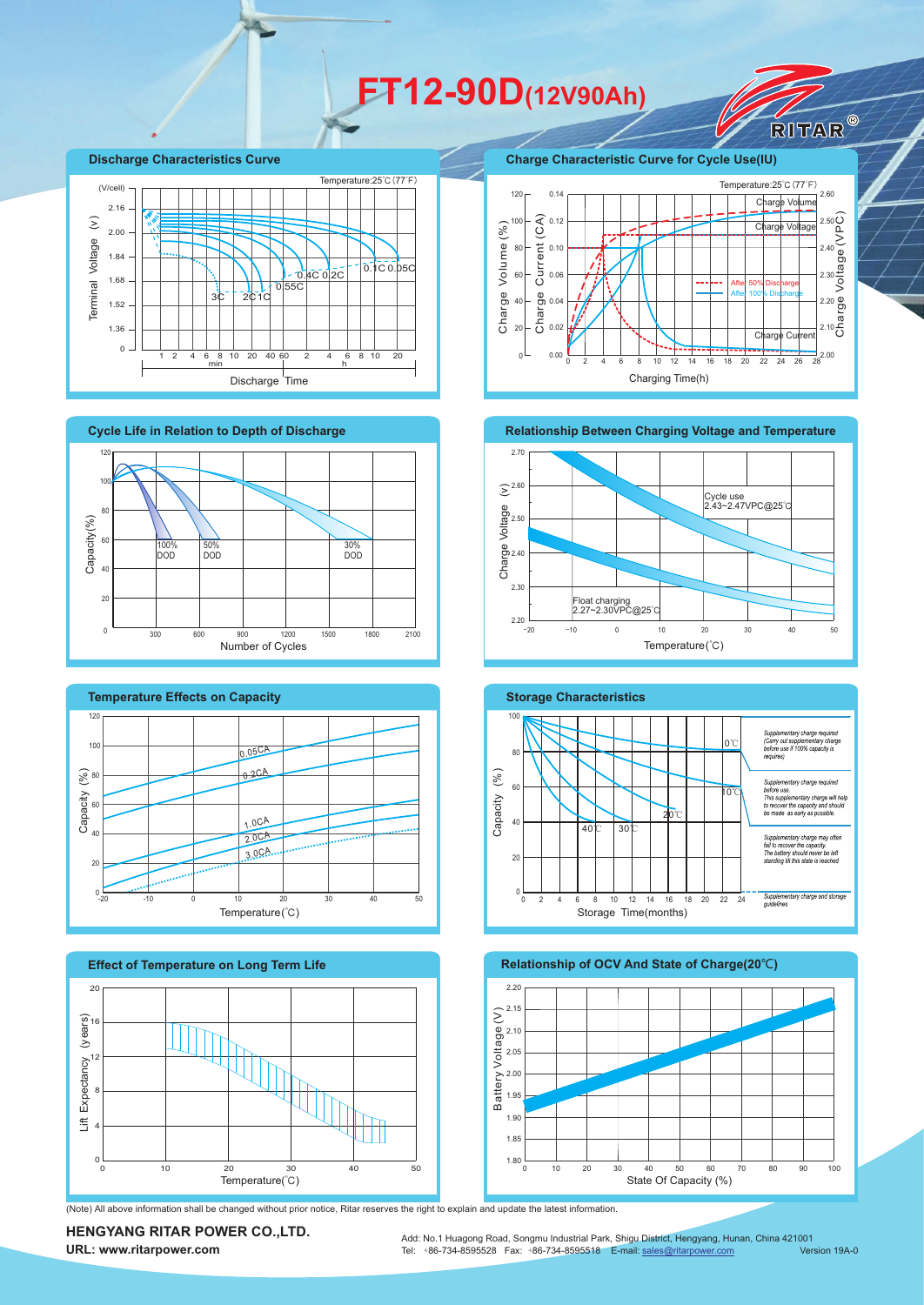# FT12-90D(12V90Ah)

RITAR®

## Discharge Characteristics Curve

Temperature:25°C (77°F)

(V/cell)

Terminal Voltage (v)

2.16
2.00
1.84
1.68
1.52
1.36
0

3C 2C 1C 0.55C 0.4C 0.2C 0.1C 0.05C

1 2 4 6 8 10 20 40 60 2 4 6 8 10 20

min h

Discharge Time

## Charge Characteristic Curve for Cycle Use(IU)

Temperature:25°C (77°F)

Charge Volume (%)

Charge Current (CA)

Charge Voltage (VPC)

120 100 80 60 40 20 0

0.14 0.12 0.10 0.06 0.04 0.02 0.00

2.60 2.50 2.40 2.30 2.20 2.10 2.00

Charge Volume

Charge Voltage

After 50% Discharge

After 100% Discharge

Charge Current

0 2 4 6 8 10 12 14 16 18 20 22 24 26 28

Charging Time(h)

## Cycle Life in Relation to Depth of Discharge

Capacity(%)

120 100 80 60 40 20 0

100% DOD

50% DOD

30% DOD

300 600 900 1200 1500 1800 2100

Number of Cycles

## Relationship Between Charging Voltage and Temperature

Charge Voltage (v)

2.70 2.60 2.50 2.40 2.30 2.20

Cycle use
2.43~2.47VPC@25°C

Float charging
2.27~2.30VPC@25°C

−20 −10 0 10 20 30 40 50

Temperature(°C)

## Temperature Effects on Capacity

Capacity (%)

120 100 80 60 40 20 0

0.05CA

0.2CA

1.0CA

2.0CA

3.0CA

-20 -10 0 10 20 30 40 50

Temperature(°C)

## Storage Characteristics

Capacity (%)

100 80 60 40 20 0

0°C

10°C

20°C

40°C

30°C

0 2 4 6 8 10 12 14 16 18 20 22 24

Storage Time(months)

*Supplementary charge required (Carry out supplementary charge before use if 100% capacity is requires)*

*Supplementary charge required before use. This supplementary charge will help to recover the capacity and should be made as early as possible.*

*Supplementary charge may often fail to recover the capacity. The battery should never be left standing till this state is reached*

*Supplementary charge and storage guidelines*

## Effect of Temperature on Long Term Life

Lift Expectancy (years)

20 16 12 8 4 0

0 10 20 30 40 50

Temperature(°C)

## Relationship of OCV And State of Charge(20℃)

Battery Voltage (V)

2.20 2.15 2.10 2.05 2.00 1.95 1.90 1.85 1.80

0 10 20 30 40 50 60 70 80 90 100

State Of Capacity (%)

(Note) All above information shall be changed without prior notice, Ritar reserves the right to explain and update the latest information.

**HENGYANG RITAR POWER CO.,LTD.**

**URL: www.ritarpower.com**

Add: No.1 Huagong Road, Songmu Industrial Park, Shigu District, Hengyang, Hunan, China 421001

Tel: +86-734-8595528 Fax: +86-734-8595518 E-mail: sales@ritarpower.com

Version 19A-0